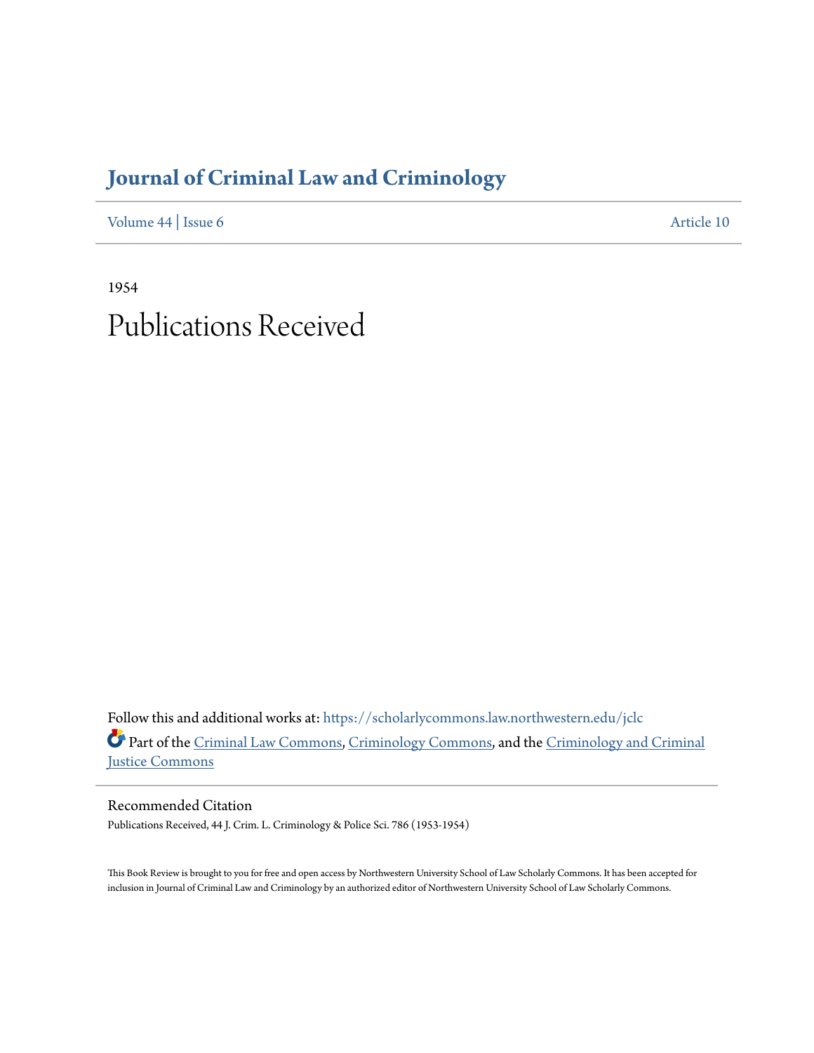# Journal of Criminal Law and Criminology

Volume 44 | Issue 6 Article 10

1954

# Publications Received

Follow this and additional works at: https://scholarlycommons.law.northwestern.edu/jclc

Part of the Criminal Law Commons, Criminology Commons, and the Criminology and Criminal Justice Commons

## Recommended Citation

Publications Received, 44 J. Crim. L. Criminology & Police Sci. 786 (1953-1954)

This Book Review is brought to you for free and open access by Northwestern University School of Law Scholarly Commons. It has been accepted for inclusion in Journal of Criminal Law and Criminology by an authorized editor of Northwestern University School of Law Scholarly Commons.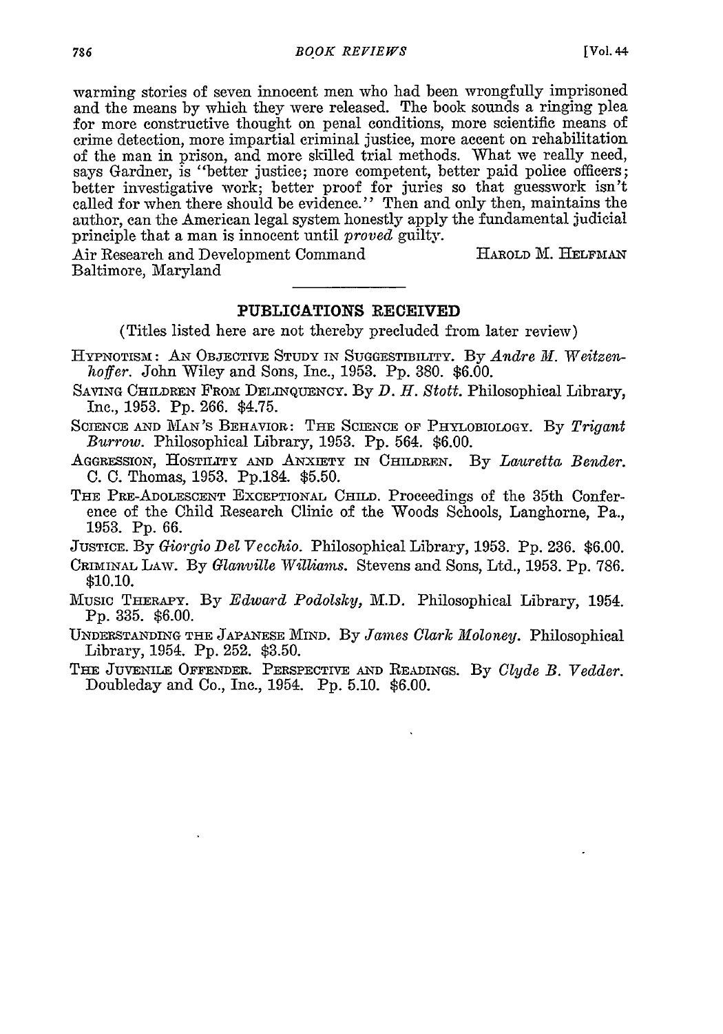warming stories of seven innocent men who had been wrongfully imprisoned and the means by which they were released. The book sounds a ringing plea for more constructive thought on penal conditions, more scientific means of crime detection, more impartial criminal justice, more accent on rehabilitation of the man in prison, and more skilled trial methods. What we really need, says Gardner, is "better justice; more competent, better paid police officers; better investigative work; better proof for juries so that guesswork isn't called for when there should be evidence." Then and only then, maintains the author, can the American legal system honestly apply the fundamental judicial principle that a man is innocent until *proved* guilty.

Air Research and Development Command
Baltimore, Maryland

HAROLD M. HELFMAN

---

## PUBLICATIONS RECEIVED

(Titles listed here are not thereby precluded from later review)

HYPNOTISM: AN OBJECTIVE STUDY IN SUGGESTIBILITY. By *Andre M. Weitzenhoffer*. John Wiley and Sons, Inc., 1953. Pp. 380. $6.00.

SAVING CHILDREN FROM DELINQUENCY. By *D. H. Stott*. Philosophical Library, Inc., 1953. Pp. 266. $4.75.

SCIENCE AND MAN'S BEHAVIOR: THE SCIENCE OF PHYLOBIOLOGY. By *Trigant Burrow*. Philosophical Library, 1953. Pp. 564. $6.00.

AGGRESSION, HOSTILITY AND ANXIETY IN CHILDREN. By *Lauretta Bender*. C. C. Thomas, 1953. Pp.184. $5.50.

THE PRE-ADOLESCENT EXCEPTIONAL CHILD. Proceedings of the 35th Conference of the Child Research Clinic of the Woods Schools, Langhorne, Pa., 1953. Pp. 66.

JUSTICE. By *Giorgio Del Vecchio*. Philosophical Library, 1953. Pp. 236. $6.00.

CRIMINAL LAW. By *Glanville Williams*. Stevens and Sons, Ltd., 1953. Pp. 786. $10.10.

MUSIC THERAPY. By *Edward Podolsky*, M.D. Philosophical Library, 1954. Pp. 335. $6.00.

UNDERSTANDING THE JAPANESE MIND. By *James Clark Moloney*. Philosophical Library, 1954. Pp. 252. $3.50.

THE JUVENILE OFFENDER. PERSPECTIVE AND READINGS. By *Clyde B. Vedder*. Doubleday and Co., Inc., 1954. Pp. 5.10. $6.00.